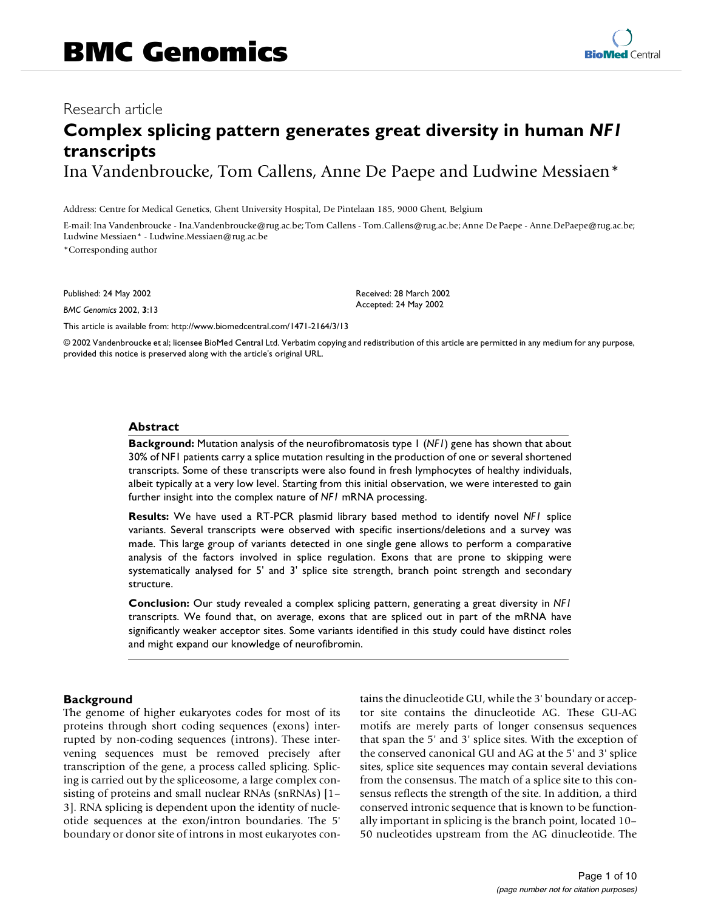Research article

# Complex splicing pattern generates great diversity in human *NF1* transcripts

Ina Vandenbroucke, Tom Callens, Anne De Paepe and Ludwine Messiaen*

Address: Centre for Medical Genetics, Ghent University Hospital, De Pintelaan 185, 9000 Ghent, Belgium

E-mail: Ina Vandenbroucke - Ina.Vandenbroucke@rug.ac.be; Tom Callens - Tom.Callens@rug.ac.be; Anne De Paepe - Anne.DePaepe@rug.ac.be; Ludwine Messiaen* - Ludwine.Messiaen@rug.ac.be

*Corresponding author

Published: 24 May 2002

*BMC Genomics* 2002, **3**:13

Received: 28 March 2002

Accepted: 24 May 2002

This article is available from: http://www.biomedcentral.com/1471-2164/3/13

© 2002 Vandenbroucke et al; licensee BioMed Central Ltd. Verbatim copying and redistribution of this article are permitted in any medium for any purpose, provided this notice is preserved along with the article's original URL.

## Abstract

**Background:** Mutation analysis of the neurofibromatosis type 1 (*NF1*) gene has shown that about 30% of NF1 patients carry a splice mutation resulting in the production of one or several shortened transcripts. Some of these transcripts were also found in fresh lymphocytes of healthy individuals, albeit typically at a very low level. Starting from this initial observation, we were interested to gain further insight into the complex nature of *NF1* mRNA processing.

**Results:** We have used a RT-PCR plasmid library based method to identify novel *NF1* splice variants. Several transcripts were observed with specific insertions/deletions and a survey was made. This large group of variants detected in one single gene allows to perform a comparative analysis of the factors involved in splice regulation. Exons that are prone to skipping were systematically analysed for 5' and 3' splice site strength, branch point strength and secondary structure.

**Conclusion:** Our study revealed a complex splicing pattern, generating a great diversity in *NF1* transcripts. We found that, on average, exons that are spliced out in part of the mRNA have significantly weaker acceptor sites. Some variants identified in this study could have distinct roles and might expand our knowledge of neurofibromin.

## Background

The genome of higher eukaryotes codes for most of its proteins through short coding sequences (exons) interrupted by non-coding sequences (introns). These intervening sequences must be removed precisely after transcription of the gene, a process called splicing. Splicing is carried out by the spliceosome, a large complex consisting of proteins and small nuclear RNAs (snRNAs) [1–3]. RNA splicing is dependent upon the identity of nucleotide sequences at the exon/intron boundaries. The 5' boundary or donor site of introns in most eukaryotes contains the dinucleotide GU, while the 3' boundary or acceptor site contains the dinucleotide AG. These GU-AG motifs are merely parts of longer consensus sequences that span the 5' and 3' splice sites. With the exception of the conserved canonical GU and AG at the 5' and 3' splice sites, splice site sequences may contain several deviations from the consensus. The match of a splice site to this consensus reflects the strength of the site. In addition, a third conserved intronic sequence that is known to be functionally important in splicing is the branch point, located 10–50 nucleotides upstream from the AG dinucleotide. The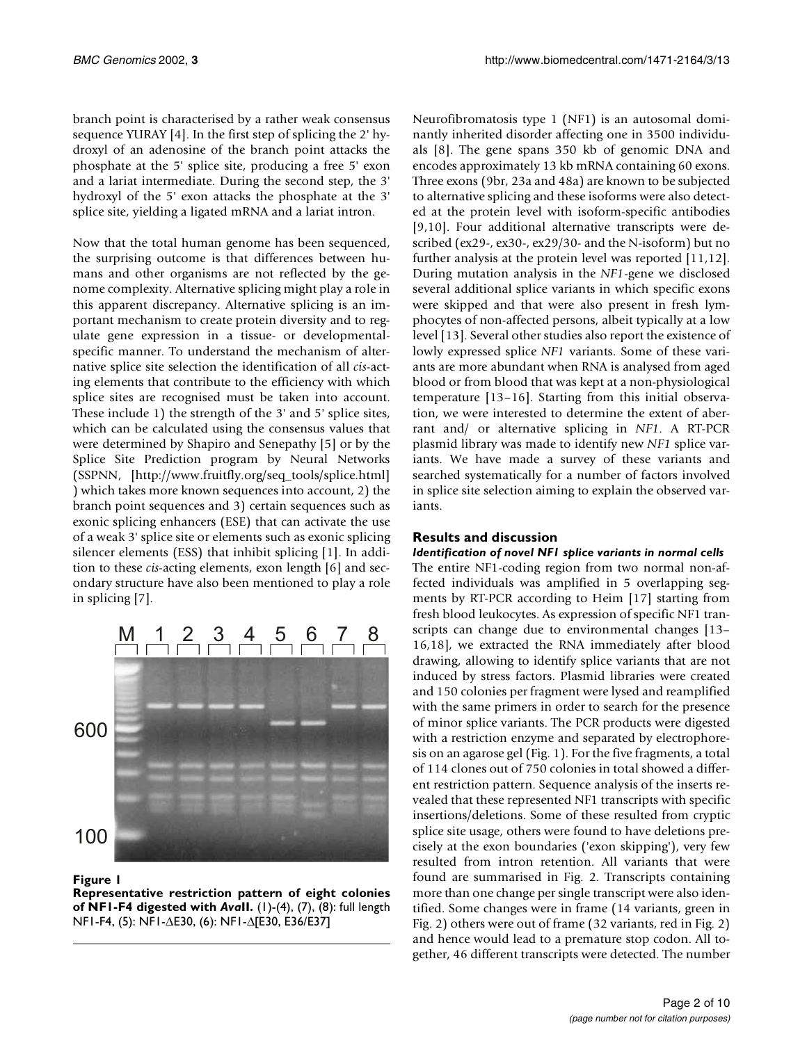branch point is characterised by a rather weak consensus sequence YURAY [4]. In the first step of splicing the 2' hydroxyl of an adenosine of the branch point attacks the phosphate at the 5' splice site, producing a free 5' exon and a lariat intermediate. During the second step, the 3' hydroxyl of the 5' exon attacks the phosphate at the 3' splice site, yielding a ligated mRNA and a lariat intron.

Now that the total human genome has been sequenced, the surprising outcome is that differences between humans and other organisms are not reflected by the genome complexity. Alternative splicing might play a role in this apparent discrepancy. Alternative splicing is an important mechanism to create protein diversity and to regulate gene expression in a tissue- or developmental-specific manner. To understand the mechanism of alternative splice site selection the identification of all *cis*-acting elements that contribute to the efficiency with which splice sites are recognised must be taken into account. These include 1) the strength of the 3' and 5' splice sites, which can be calculated using the consensus values that were determined by Shapiro and Senepathy [5] or by the Splice Site Prediction program by Neural Networks (SSPNN, [http://www.fruitfly.org/seq_tools/splice.html]) which takes more known sequences into account, 2) the branch point sequences and 3) certain sequences such as exonic splicing enhancers (ESE) that can activate the use of a weak 3' splice site or elements such as exonic splicing silencer elements (ESS) that inhibit splicing [1]. In addition to these *cis*-acting elements, exon length [6] and secondary structure have also been mentioned to play a role in splicing [7].

**Figure 1**

**Representative restriction pattern of eight colonies of NF1-F4 digested with *Ava*II.** (1)-(4), (7), (8): full length NF1-F4, (5): NF1-ΔE30, (6): NF1-Δ[E30, E36/E37]

Neurofibromatosis type 1 (NF1) is an autosomal dominantly inherited disorder affecting one in 3500 individuals [8]. The gene spans 350 kb of genomic DNA and encodes approximately 13 kb mRNA containing 60 exons. Three exons (9br, 23a and 48a) are known to be subjected to alternative splicing and these isoforms were also detected at the protein level with isoform-specific antibodies [9,10]. Four additional alternative transcripts were described (ex29-, ex30-, ex29/30- and the N-isoform) but no further analysis at the protein level was reported [11,12]. During mutation analysis in the *NF1*-gene we disclosed several additional splice variants in which specific exons were skipped and that were also present in fresh lymphocytes of non-affected persons, albeit typically at a low level [13]. Several other studies also report the existence of lowly expressed splice *NF1* variants. Some of these variants are more abundant when RNA is analysed from aged blood or from blood that was kept at a non-physiological temperature [13–16]. Starting from this initial observation, we were interested to determine the extent of aberrant and/ or alternative splicing in *NF1*. A RT-PCR plasmid library was made to identify new *NF1* splice variants. We have made a survey of these variants and searched systematically for a number of factors involved in splice site selection aiming to explain the observed variants.

## Results and discussion

### *Identification of novel NF1 splice variants in normal cells*

The entire NF1-coding region from two normal non-affected individuals was amplified in 5 overlapping segments by RT-PCR according to Heim [17] starting from fresh blood leukocytes. As expression of specific NF1 transcripts can change due to environmental changes [13–16,18], we extracted the RNA immediately after blood drawing, allowing to identify splice variants that are not induced by stress factors. Plasmid libraries were created and 150 colonies per fragment were lysed and reamplified with the same primers in order to search for the presence of minor splice variants. The PCR products were digested with a restriction enzyme and separated by electrophoresis on an agarose gel (Fig. 1). For the five fragments, a total of 114 clones out of 750 colonies in total showed a different restriction pattern. Sequence analysis of the inserts revealed that these represented NF1 transcripts with specific insertions/deletions. Some of these resulted from cryptic splice site usage, others were found to have deletions precisely at the exon boundaries ('exon skipping'), very few resulted from intron retention. All variants that were found are summarised in Fig. 2. Transcripts containing more than one change per single transcript were also identified. Some changes were in frame (14 variants, green in Fig. 2) others were out of frame (32 variants, red in Fig. 2) and hence would lead to a premature stop codon. All together, 46 different transcripts were detected. The number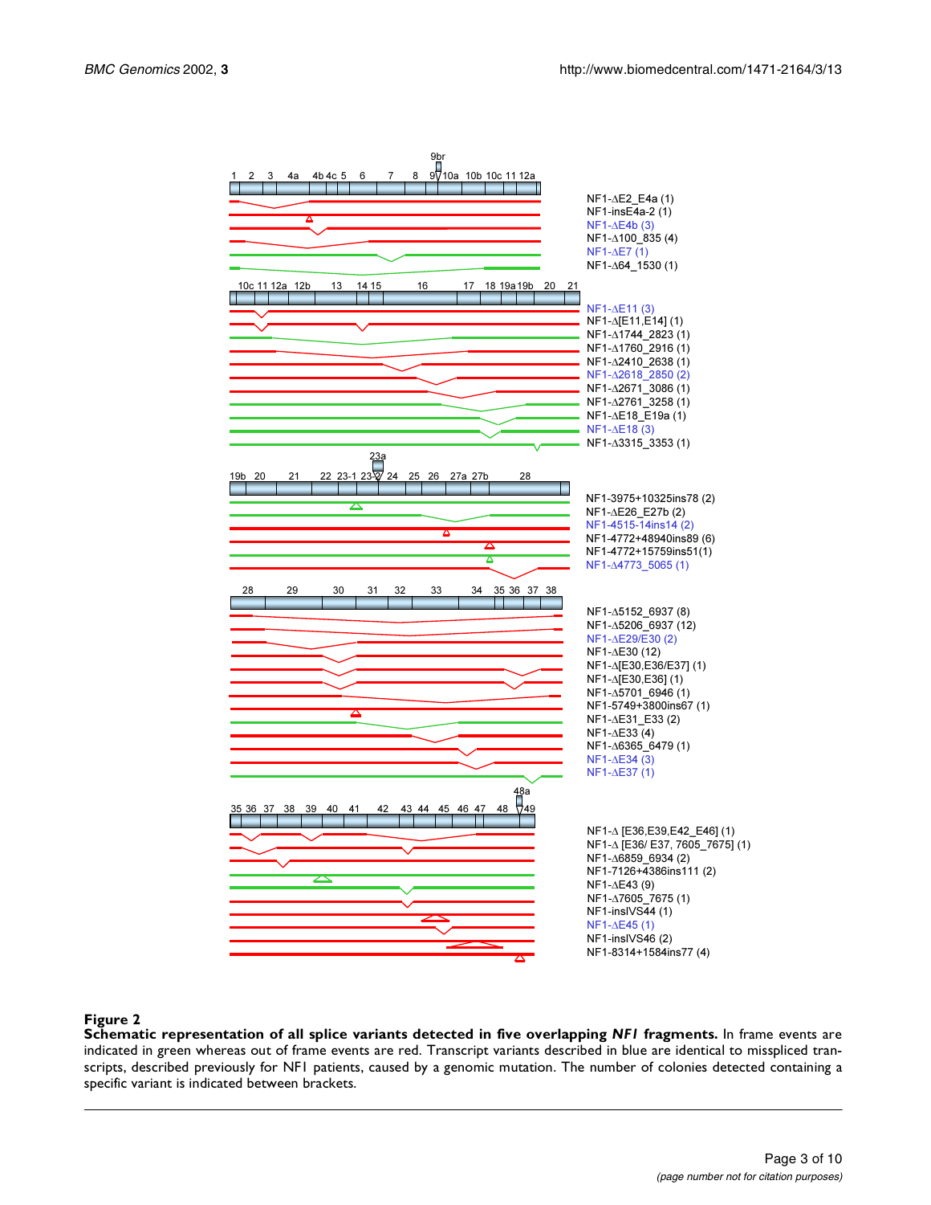**Figure 2**
**Schematic representation of all splice variants detected in five overlapping *NF1* fragments.** In frame events are indicated in green whereas out of frame events are red. Transcript variants described in blue are identical to misspliced transcripts, described previously for NF1 patients, caused by a genomic mutation. The number of colonies detected containing a specific variant is indicated between brackets.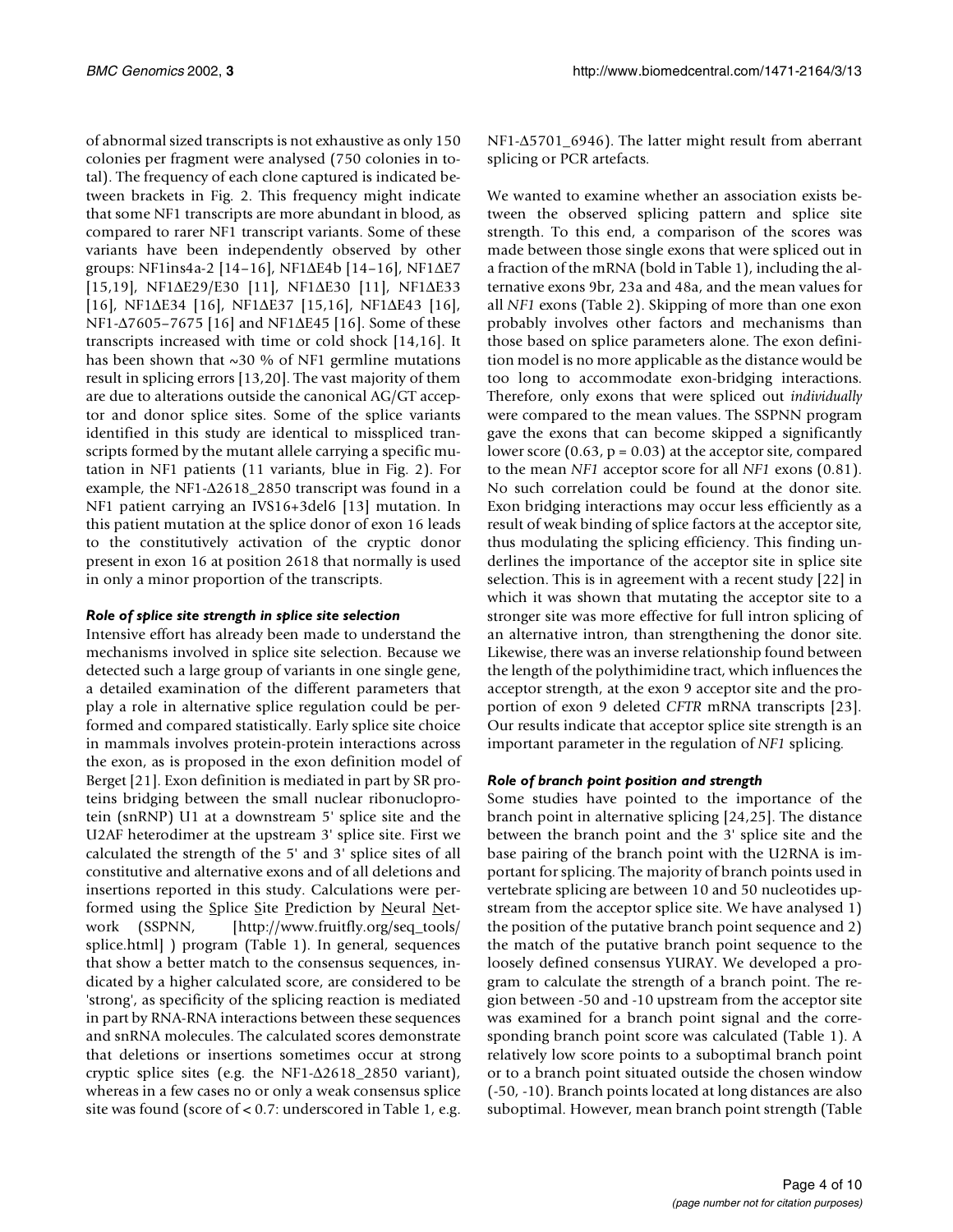of abnormal sized transcripts is not exhaustive as only 150 colonies per fragment were analysed (750 colonies in total). The frequency of each clone captured is indicated between brackets in Fig. 2. This frequency might indicate that some NF1 transcripts are more abundant in blood, as compared to rarer NF1 transcript variants. Some of these variants have been independently observed by other groups: NF1ins4a-2 [14–16], NF1ΔE4b [14–16], NF1ΔE7 [15,19], NF1ΔE29/E30 [11], NF1ΔE30 [11], NF1ΔE33 [16], NF1ΔE34 [16], NF1ΔE37 [15,16], NF1ΔE43 [16], NF1-Δ7605–7675 [16] and NF1ΔE45 [16]. Some of these transcripts increased with time or cold shock [14,16]. It has been shown that ~30 % of NF1 germline mutations result in splicing errors [13,20]. The vast majority of them are due to alterations outside the canonical AG/GT acceptor and donor splice sites. Some of the splice variants identified in this study are identical to misspliced transcripts formed by the mutant allele carrying a specific mutation in NF1 patients (11 variants, blue in Fig. 2). For example, the NF1-Δ2618_2850 transcript was found in a NF1 patient carrying an IVS16+3del6 [13] mutation. In this patient mutation at the splice donor of exon 16 leads to the constitutively activation of the cryptic donor present in exon 16 at position 2618 that normally is used in only a minor proportion of the transcripts.

### *Role of splice site strength in splice site selection*

Intensive effort has already been made to understand the mechanisms involved in splice site selection. Because we detected such a large group of variants in one single gene, a detailed examination of the different parameters that play a role in alternative splice regulation could be performed and compared statistically. Early splice site choice in mammals involves protein-protein interactions across the exon, as is proposed in the exon definition model of Berget [21]. Exon definition is mediated in part by SR proteins bridging between the small nuclear ribonucleoprotein (snRNP) U1 at a downstream 5' splice site and the U2AF heterodimer at the upstream 3' splice site. First we calculated the strength of the 5' and 3' splice sites of all constitutive and alternative exons and of all deletions and insertions reported in this study. Calculations were performed using the Splice Site Prediction by Neural Network (SSPNN, [http://www.fruitfly.org/seq_tools/splice.html] ) program (Table 1). In general, sequences that show a better match to the consensus sequences, indicated by a higher calculated score, are considered to be 'strong', as specificity of the splicing reaction is mediated in part by RNA-RNA interactions between these sequences and snRNA molecules. The calculated scores demonstrate that deletions or insertions sometimes occur at strong cryptic splice sites (e.g. the NF1-Δ2618_2850 variant), whereas in a few cases no or only a weak consensus splice site was found (score of < 0.7: underscored in Table 1, e.g. NF1-Δ5701_6946). The latter might result from aberrant splicing or PCR artefacts.

We wanted to examine whether an association exists between the observed splicing pattern and splice site strength. To this end, a comparison of the scores was made between those single exons that were spliced out in a fraction of the mRNA (bold in Table 1), including the alternative exons 9br, 23a and 48a, and the mean values for all *NF1* exons (Table 2). Skipping of more than one exon probably involves other factors and mechanisms than those based on splice parameters alone. The exon definition model is no more applicable as the distance would be too long to accommodate exon-bridging interactions. Therefore, only exons that were spliced out *individually* were compared to the mean values. The SSPNN program gave the exons that can become skipped a significantly lower score (0.63, $p = 0.03$) at the acceptor site, compared to the mean *NF1* acceptor score for all *NF1* exons (0.81). No such correlation could be found at the donor site. Exon bridging interactions may occur less efficiently as a result of weak binding of splice factors at the acceptor site, thus modulating the splicing efficiency. This finding underlines the importance of the acceptor site in splice site selection. This is in agreement with a recent study [22] in which it was shown that mutating the acceptor site to a stronger site was more effective for full intron splicing of an alternative intron, than strengthening the donor site. Likewise, there was an inverse relationship found between the length of the polythimidine tract, which influences the acceptor strength, at the exon 9 acceptor site and the proportion of exon 9 deleted *CFTR* mRNA transcripts [23]. Our results indicate that acceptor splice site strength is an important parameter in the regulation of *NF1* splicing.

### *Role of branch point position and strength*

Some studies have pointed to the importance of the branch point in alternative splicing [24,25]. The distance between the branch point and the 3' splice site and the base pairing of the branch point with the U2RNA is important for splicing. The majority of branch points used in vertebrate splicing are between 10 and 50 nucleotides upstream from the acceptor splice site. We have analysed 1) the position of the putative branch point sequence and 2) the match of the putative branch point sequence to the loosely defined consensus YURAY. We developed a program to calculate the strength of a branch point. The region between -50 and -10 upstream from the acceptor site was examined for a branch point signal and the corresponding branch point score was calculated (Table 1). A relatively low score points to a suboptimal branch point or to a branch point situated outside the chosen window (-50, -10). Branch points located at long distances are also suboptimal. However, mean branch point strength (Table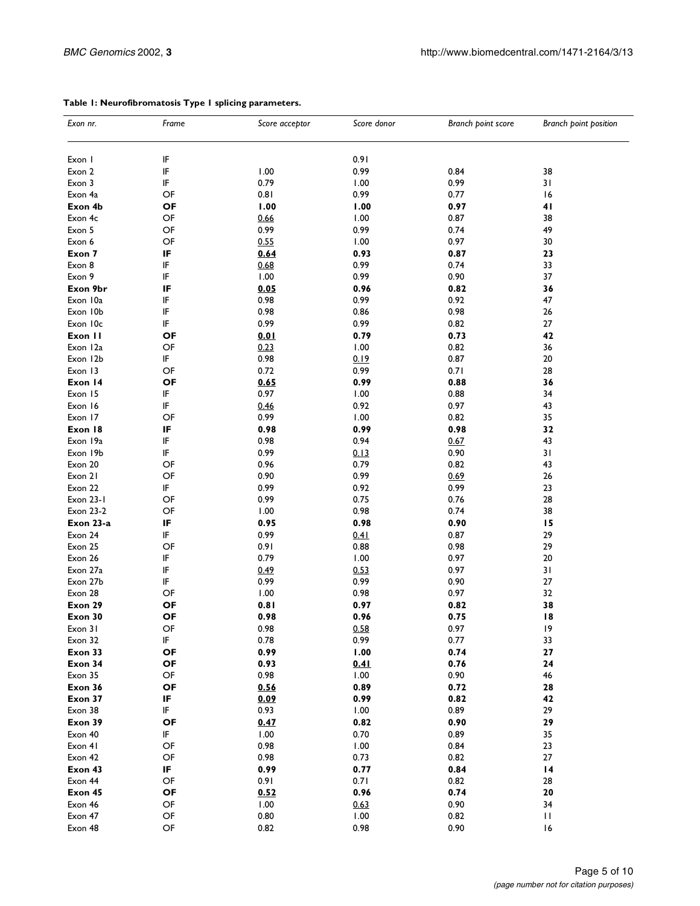**Table 1: Neurofibromatosis Type 1 splicing parameters.**

| *Exon nr.* | *Frame* | *Score acceptor* | *Score donor* | *Branch point score* | *Branch point position* |
|---|---|---|---|---|---|
| Exon 1 | IF | | 0.91 | | |
| Exon 2 | IF | 1.00 | 0.99 | 0.84 | 38 |
| Exon 3 | IF | 0.79 | 1.00 | 0.99 | 31 |
| Exon 4a | OF | 0.81 | 0.99 | 0.77 | 16 |
| **Exon 4b** | **OF** | **1.00** | **1.00** | **0.97** | **41** |
| Exon 4c | OF | <u>0.66</u> | 1.00 | 0.87 | 38 |
| Exon 5 | OF | 0.99 | 0.99 | 0.74 | 49 |
| Exon 6 | OF | <u>0.55</u> | 1.00 | 0.97 | 30 |
| **Exon 7** | **IF** | **<u>0.64</u>** | **0.93** | **0.87** | **23** |
| Exon 8 | IF | <u>0.68</u> | 0.99 | 0.74 | 33 |
| Exon 9 | IF | 1.00 | 0.99 | 0.90 | 37 |
| **Exon 9br** | **IF** | **<u>0.05</u>** | **0.96** | **0.82** | **36** |
| Exon 10a | IF | 0.98 | 0.99 | 0.92 | 47 |
| Exon 10b | IF | 0.98 | 0.86 | 0.98 | 26 |
| Exon 10c | IF | 0.99 | 0.99 | 0.82 | 27 |
| **Exon 11** | **OF** | **<u>0.01</u>** | **0.79** | **0.73** | **42** |
| Exon 12a | OF | <u>0.23</u> | 1.00 | 0.82 | 36 |
| Exon 12b | IF | 0.98 | <u>0.19</u> | 0.87 | 20 |
| Exon 13 | OF | 0.72 | 0.99 | 0.71 | 28 |
| **Exon 14** | **OF** | **<u>0.65</u>** | **0.99** | **0.88** | **36** |
| Exon 15 | IF | 0.97 | 1.00 | 0.88 | 34 |
| Exon 16 | IF | <u>0.46</u> | 0.92 | 0.97 | 43 |
| Exon 17 | OF | 0.99 | 1.00 | 0.82 | 35 |
| **Exon 18** | **IF** | **0.98** | **0.99** | **0.98** | **32** |
| Exon 19a | IF | 0.98 | 0.94 | <u>0.67</u> | 43 |
| Exon 19b | IF | 0.99 | <u>0.13</u> | 0.90 | 31 |
| Exon 20 | OF | 0.96 | 0.79 | 0.82 | 43 |
| Exon 21 | OF | 0.90 | 0.99 | <u>0.69</u> | 26 |
| Exon 22 | IF | 0.99 | 0.92 | 0.99 | 23 |
| Exon 23-1 | OF | 0.99 | 0.75 | 0.76 | 28 |
| Exon 23-2 | OF | 1.00 | 0.98 | 0.74 | 38 |
| **Exon 23-a** | **IF** | **0.95** | **0.98** | **0.90** | **15** |
| Exon 24 | IF | 0.99 | <u>0.41</u> | 0.87 | 29 |
| Exon 25 | OF | 0.91 | 0.88 | 0.98 | 29 |
| Exon 26 | IF | 0.79 | 1.00 | 0.97 | 20 |
| Exon 27a | IF | <u>0.49</u> | <u>0.53</u> | 0.97 | 31 |
| Exon 27b | IF | 0.99 | 0.99 | 0.90 | 27 |
| Exon 28 | OF | 1.00 | 0.98 | 0.97 | 32 |
| **Exon 29** | **OF** | **0.81** | **0.97** | **0.82** | **38** |
| **Exon 30** | **OF** | **0.98** | **0.96** | **0.75** | **18** |
| Exon 31 | OF | 0.98 | <u>0.58</u> | 0.97 | 19 |
| Exon 32 | IF | 0.78 | 0.99 | 0.77 | 33 |
| **Exon 33** | **OF** | **0.99** | **1.00** | **0.74** | **27** |
| **Exon 34** | **OF** | **0.93** | **<u>0.41</u>** | **0.76** | **24** |
| Exon 35 | OF | 0.98 | 1.00 | 0.90 | 46 |
| **Exon 36** | **OF** | **<u>0.56</u>** | **0.89** | **0.72** | **28** |
| **Exon 37** | **IF** | **<u>0.09</u>** | **0.99** | **0.82** | **42** |
| Exon 38 | IF | 0.93 | 1.00 | 0.89 | 29 |
| **Exon 39** | **OF** | **<u>0.47</u>** | **0.82** | **0.90** | **29** |
| Exon 40 | IF | 1.00 | 0.70 | 0.89 | 35 |
| Exon 41 | OF | 0.98 | 1.00 | 0.84 | 23 |
| Exon 42 | OF | 0.98 | 0.73 | 0.82 | 27 |
| **Exon 43** | **IF** | **0.99** | **0.77** | **0.84** | **14** |
| Exon 44 | OF | 0.91 | 0.71 | 0.82 | 28 |
| **Exon 45** | **OF** | **<u>0.52</u>** | **0.96** | **0.74** | **20** |
| Exon 46 | OF | 1.00 | <u>0.63</u> | 0.90 | 34 |
| Exon 47 | OF | 0.80 | 1.00 | 0.82 | 11 |
| Exon 48 | OF | 0.82 | 0.98 | 0.90 | 16 |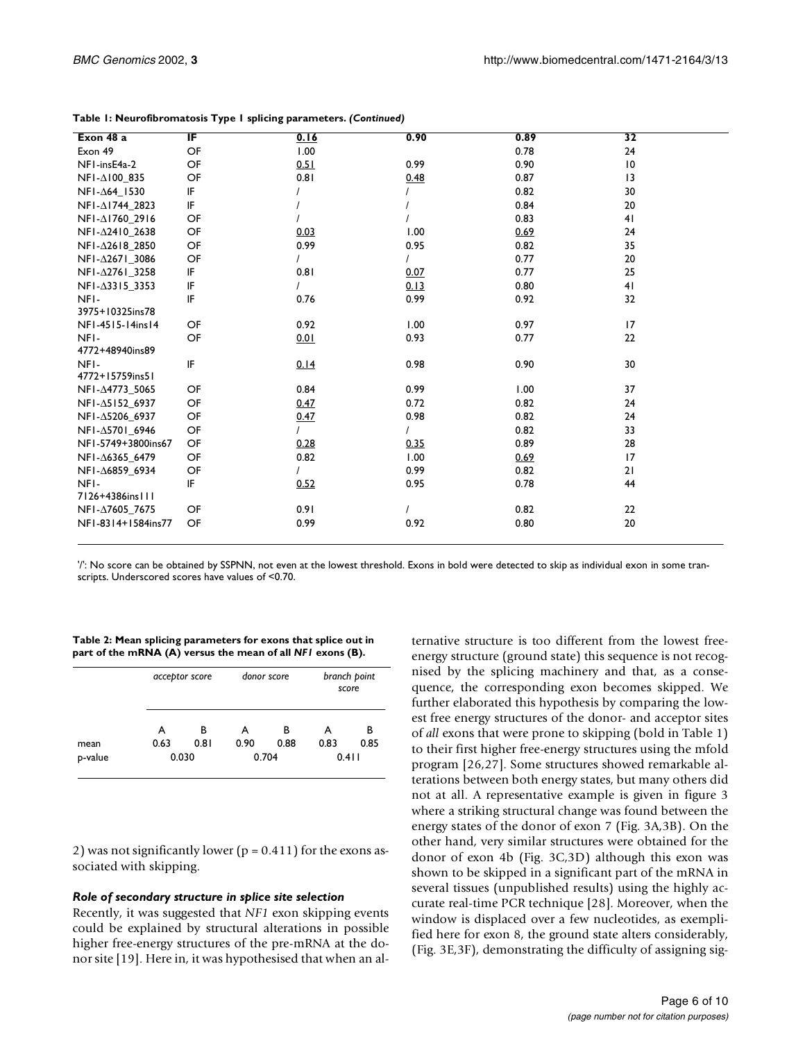**Table 1: Neurofibromatosis Type 1 splicing parameters.** ***(Continued)***

| | | | | | |
|---|---|---|---|---|---|
| **Exon 48 a** | **IF** | **0.16** | **0.90** | **0.89** | **32** |
| Exon 49 | OF | 1.00 | | 0.78 | 24 |
| NF1-insE4a-2 | OF | 0.51 | 0.99 | 0.90 | 10 |
| NF1-Δ100_835 | OF | 0.81 | 0.48 | 0.87 | 13 |
| NF1-Δ64_1530 | IF | / | / | 0.82 | 30 |
| NF1-Δ1744_2823 | IF | / | / | 0.84 | 20 |
| NF1-Δ1760_2916 | OF | / | / | 0.83 | 41 |
| NF1-Δ2410_2638 | OF | 0.03 | 1.00 | 0.69 | 24 |
| NF1-Δ2618_2850 | OF | 0.99 | 0.95 | 0.82 | 35 |
| NF1-Δ2671_3086 | OF | / | / | 0.77 | 20 |
| NF1-Δ2761_3258 | IF | 0.81 | 0.07 | 0.77 | 25 |
| NF1-Δ3315_3353 | IF | / | 0.13 | 0.80 | 41 |
| NF1-3975+10325ins78 | IF | 0.76 | 0.99 | 0.92 | 32 |
| NF1-4515-14ins14 | OF | 0.92 | 1.00 | 0.97 | 17 |
| NF1-4772+48940ins89 | OF | 0.01 | 0.93 | 0.77 | 22 |
| NF1-4772+15759ins51 | IF | 0.14 | 0.98 | 0.90 | 30 |
| NF1-Δ4773_5065 | OF | 0.84 | 0.99 | 1.00 | 37 |
| NF1-Δ5152_6937 | OF | 0.47 | 0.72 | 0.82 | 24 |
| NF1-Δ5206_6937 | OF | 0.47 | 0.98 | 0.82 | 24 |
| NF1-Δ5701_6946 | OF | / | / | 0.82 | 33 |
| NF1-5749+3800ins67 | OF | 0.28 | 0.35 | 0.89 | 28 |
| NF1-Δ6365_6479 | OF | 0.82 | 1.00 | 0.69 | 17 |
| NF1-Δ6859_6934 | OF | / | 0.99 | 0.82 | 21 |
| NF1-7126+4386ins111 | IF | 0.52 | 0.95 | 0.78 | 44 |
| NF1-Δ7605_7675 | OF | 0.91 | / | 0.82 | 22 |
| NF1-8314+1584ins77 | OF | 0.99 | 0.92 | 0.80 | 20 |

'/': No score can be obtained by SSPNN, not even at the lowest threshold. Exons in bold were detected to skip as individual exon in some transcripts. Underscored scores have values of <0.70.

**Table 2: Mean splicing parameters for exons that splice out in part of the mRNA (A) versus the mean of all** ***NF1*** **exons (B).**

| | *acceptor score* | | *donor score* | | *branch point score* | |
|---|---|---|---|---|---|---|
| | A | B | A | B | A | B |
| mean | 0.63 | 0.81 | 0.90 | 0.88 | 0.83 | 0.85 |
| p-value | 0.030 | | 0.704 | | 0.411 | |

2) was not significantly lower ($p = 0.411$) for the exons associated with skipping.

### *Role of secondary structure in splice site selection*

Recently, it was suggested that *NF1* exon skipping events could be explained by structural alterations in possible higher free-energy structures of the pre-mRNA at the donor site [19]. Here in, it was hypothesised that when an alternative structure is too different from the lowest free-energy structure (ground state) this sequence is not recognised by the splicing machinery and that, as a consequence, the corresponding exon becomes skipped. We further elaborated this hypothesis by comparing the lowest free energy structures of the donor- and acceptor sites of *all* exons that were prone to skipping (bold in Table 1) to their first higher free-energy structures using the mfold program [26,27]. Some structures showed remarkable alterations between both energy states, but many others did not at all. A representative example is given in figure 3 where a striking structural change was found between the energy states of the donor of exon 7 (Fig. 3A,3B). On the other hand, very similar structures were obtained for the donor of exon 4b (Fig. 3C,3D) although this exon was shown to be skipped in a significant part of the mRNA in several tissues (unpublished results) using the highly accurate real-time PCR technique [28]. Moreover, when the window is displaced over a few nucleotides, as exemplified here for exon 8, the ground state alters considerably, (Fig. 3E,3F), demonstrating the difficulty of assigning sig-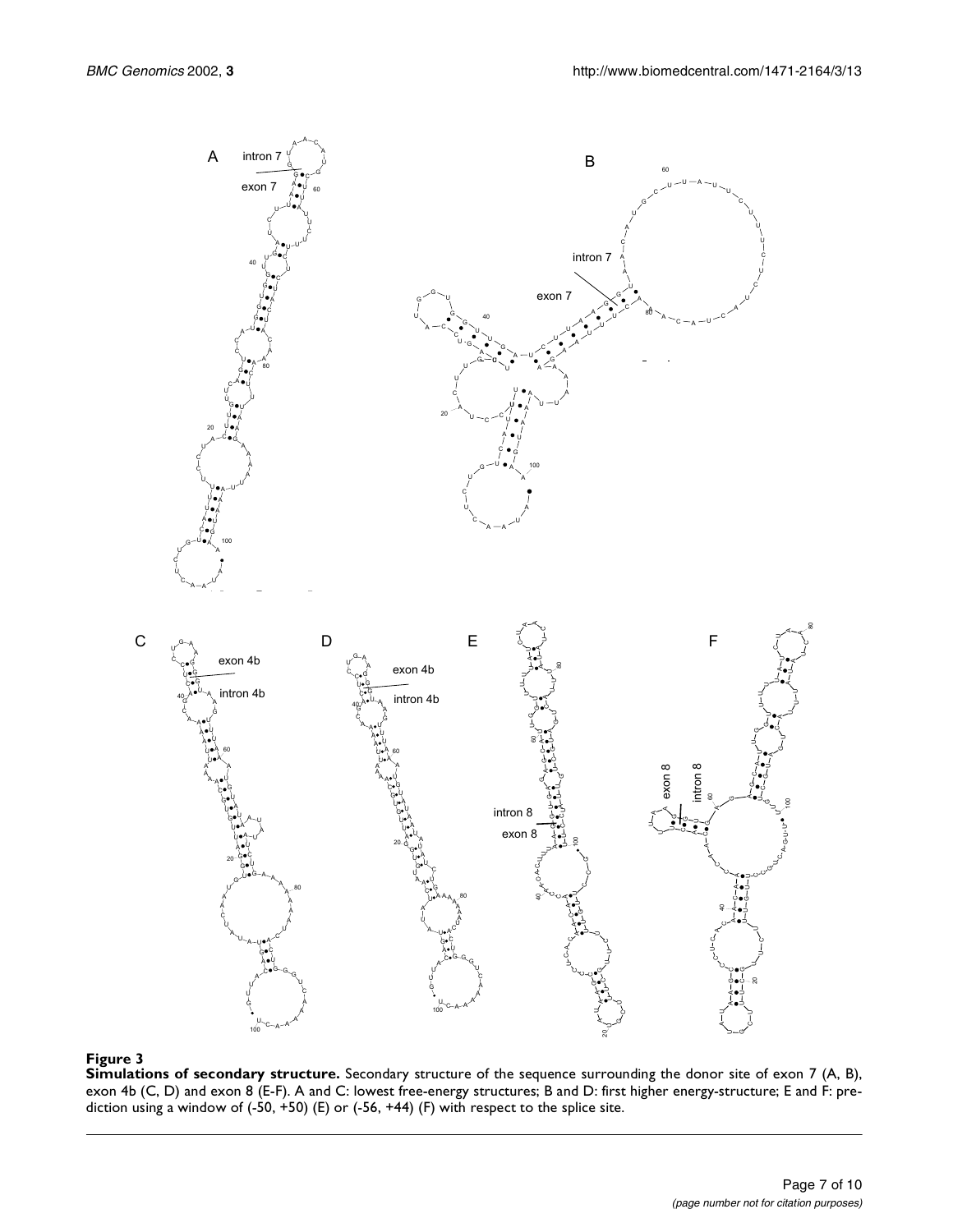**Figure 3**

**Simulations of secondary structure.** Secondary structure of the sequence surrounding the donor site of exon 7 (A, B), exon 4b (C, D) and exon 8 (E-F). A and C: lowest free-energy structures; B and D: first higher energy-structure; E and F: prediction using a window of (-50, +50) (E) or (-56, +44) (F) with respect to the splice site.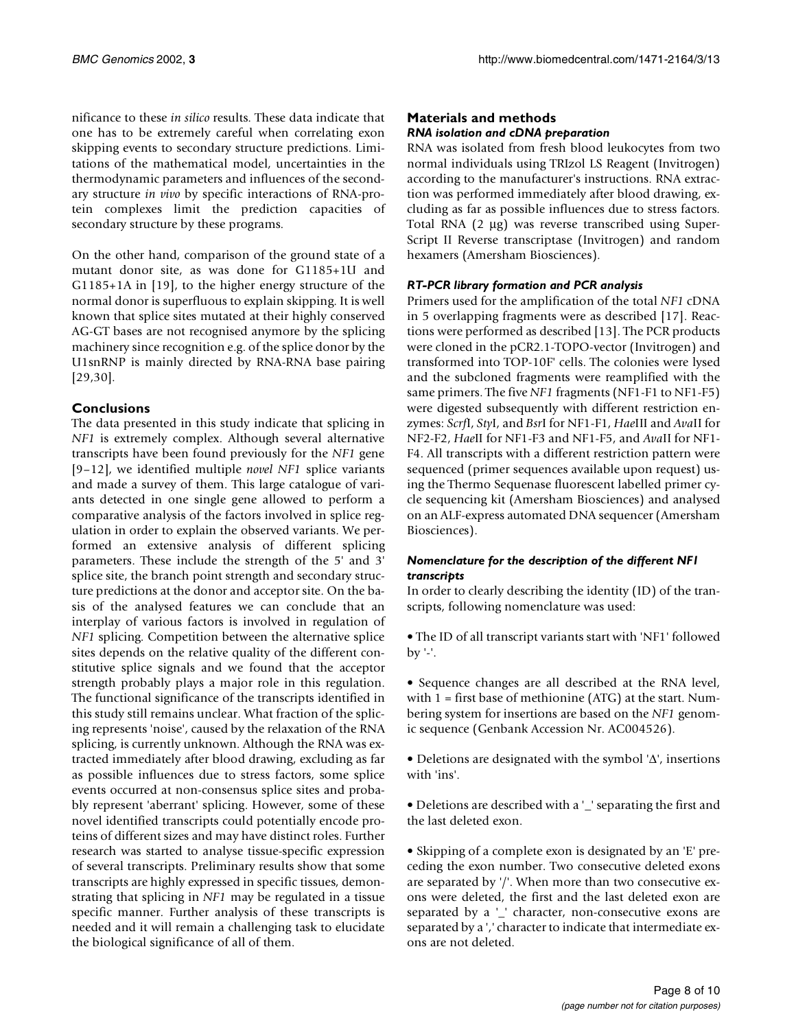nificance to these *in silico* results. These data indicate that one has to be extremely careful when correlating exon skipping events to secondary structure predictions. Limitations of the mathematical model, uncertainties in the thermodynamic parameters and influences of the secondary structure *in vivo* by specific interactions of RNA-protein complexes limit the prediction capacities of secondary structure by these programs.

On the other hand, comparison of the ground state of a mutant donor site, as was done for G1185+1U and G1185+1A in [19], to the higher energy structure of the normal donor is superfluous to explain skipping. It is well known that splice sites mutated at their highly conserved AG-GT bases are not recognised anymore by the splicing machinery since recognition e.g. of the splice donor by the U1snRNP is mainly directed by RNA-RNA base pairing [29,30].

## Conclusions

The data presented in this study indicate that splicing in *NF1* is extremely complex. Although several alternative transcripts have been found previously for the *NF1* gene [9–12], we identified multiple *novel NF1* splice variants and made a survey of them. This large catalogue of variants detected in one single gene allowed to perform a comparative analysis of the factors involved in splice regulation in order to explain the observed variants. We performed an extensive analysis of different splicing parameters. These include the strength of the 5' and 3' splice site, the branch point strength and secondary structure predictions at the donor and acceptor site. On the basis of the analysed features we can conclude that an interplay of various factors is involved in regulation of *NF1* splicing. Competition between the alternative splice sites depends on the relative quality of the different constitutive splice signals and we found that the acceptor strength probably plays a major role in this regulation. The functional significance of the transcripts identified in this study still remains unclear. What fraction of the splicing represents 'noise', caused by the relaxation of the RNA splicing, is currently unknown. Although the RNA was extracted immediately after blood drawing, excluding as far as possible influences due to stress factors, some splice events occurred at non-consensus splice sites and probably represent 'aberrant' splicing. However, some of these novel identified transcripts could potentially encode proteins of different sizes and may have distinct roles. Further research was started to analyse tissue-specific expression of several transcripts. Preliminary results show that some transcripts are highly expressed in specific tissues, demonstrating that splicing in *NF1* may be regulated in a tissue specific manner. Further analysis of these transcripts is needed and it will remain a challenging task to elucidate the biological significance of all of them.

## Materials and methods

### *RNA isolation and cDNA preparation*

RNA was isolated from fresh blood leukocytes from two normal individuals using TRIzol LS Reagent (Invitrogen) according to the manufacturer's instructions. RNA extraction was performed immediately after blood drawing, excluding as far as possible influences due to stress factors. Total RNA (2 µg) was reverse transcribed using SuperScript II Reverse transcriptase (Invitrogen) and random hexamers (Amersham Biosciences).

### *RT-PCR library formation and PCR analysis*

Primers used for the amplification of the total *NF1* cDNA in 5 overlapping fragments were as described [17]. Reactions were performed as described [13]. The PCR products were cloned in the pCR2.1-TOPO-vector (Invitrogen) and transformed into TOP-10F' cells. The colonies were lysed and the subcloned fragments were reamplified with the same primers. The five *NF1* fragments (NF1-F1 to NF1-F5) were digested subsequently with different restriction enzymes: *Scrf*I, *Sty*I, and *Bsr*I for NF1-F1, *Hae*III and *Ava*II for NF2-F2, *Hae*II for NF1-F3 and NF1-F5, and *Ava*II for NF1-F4. All transcripts with a different restriction pattern were sequenced (primer sequences available upon request) using the Thermo Sequenase fluorescent labelled primer cycle sequencing kit (Amersham Biosciences) and analysed on an ALF-express automated DNA sequencer (Amersham Biosciences).

### *Nomenclature for the description of the different NF1 transcripts*

In order to clearly describing the identity (ID) of the transcripts, following nomenclature was used:

• The ID of all transcript variants start with 'NF1' followed by '-'.

• Sequence changes are all described at the RNA level, with 1 = first base of methionine (ATG) at the start. Numbering system for insertions are based on the *NF1* genomic sequence (Genbank Accession Nr. AC004526).

• Deletions are designated with the symbol 'Δ', insertions with 'ins'.

• Deletions are described with a '_' separating the first and the last deleted exon.

• Skipping of a complete exon is designated by an 'E' preceding the exon number. Two consecutive deleted exons are separated by '/'. When more than two consecutive exons were deleted, the first and the last deleted exon are separated by a '_' character, non-consecutive exons are separated by a ',' character to indicate that intermediate exons are not deleted.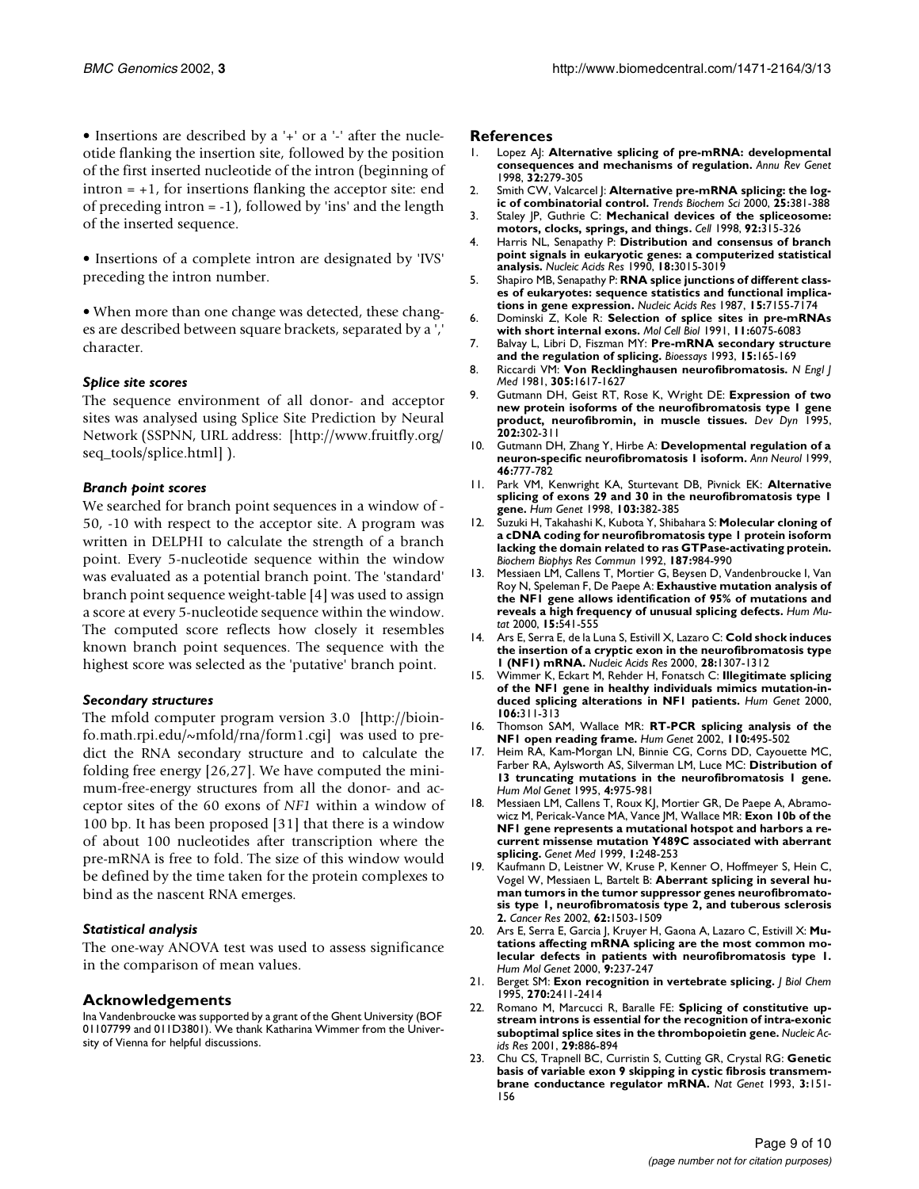• Insertions are described by a '+' or a '-' after the nucleotide flanking the insertion site, followed by the position of the first inserted nucleotide of the intron (beginning of intron = +1, for insertions flanking the acceptor site: end of preceding intron = -1), followed by 'ins' and the length of the inserted sequence.

• Insertions of a complete intron are designated by 'IVS' preceding the intron number.

• When more than one change was detected, these changes are described between square brackets, separated by a ',' character.

### *Splice site scores*

The sequence environment of all donor- and acceptor sites was analysed using Splice Site Prediction by Neural Network (SSPNN, URL address: [http://www.fruitfly.org/seq_tools/splice.html] ).

### *Branch point scores*

We searched for branch point sequences in a window of -50, -10 with respect to the acceptor site. A program was written in DELPHI to calculate the strength of a branch point. Every 5-nucleotide sequence within the window was evaluated as a potential branch point. The 'standard' branch point sequence weight-table [4] was used to assign a score at every 5-nucleotide sequence within the window. The computed score reflects how closely it resembles known branch point sequences. The sequence with the highest score was selected as the 'putative' branch point.

### *Secondary structures*

The mfold computer program version 3.0 [http://bioinfo.math.rpi.edu/~mfold/rna/form1.cgi] was used to predict the RNA secondary structure and to calculate the folding free energy [26,27]. We have computed the minimum-free-energy structures from all the donor- and acceptor sites of the 60 exons of *NF1* within a window of 100 bp. It has been proposed [31] that there is a window of about 100 nucleotides after transcription where the pre-mRNA is free to fold. The size of this window would be defined by the time taken for the protein complexes to bind as the nascent RNA emerges.

### *Statistical analysis*

The one-way ANOVA test was used to assess significance in the comparison of mean values.

## Acknowledgements

Ina Vandenbroucke was supported by a grant of the Ghent University (BOF 01107799 and 011D3801). We thank Katharina Wimmer from the University of Vienna for helpful discussions.

## References

1. Lopez AJ: **Alternative splicing of pre-mRNA: developmental consequences and mechanisms of regulation.** *Annu Rev Genet* 1998, **32:**279-305
2. Smith CW, Valcarcel J: **Alternative pre-mRNA splicing: the logic of combinatorial control.** *Trends Biochem Sci* 2000, **25:**381-388
3. Staley JP, Guthrie C: **Mechanical devices of the spliceosome: motors, clocks, springs, and things.** *Cell* 1998, **92:**315-326
4. Harris NL, Senapathy P: **Distribution and consensus of branch point signals in eukaryotic genes: a computerized statistical analysis.** *Nucleic Acids Res* 1990, **18:**3015-3019
5. Shapiro MB, Senapathy P: **RNA splice junctions of different classes of eukaryotes: sequence statistics and functional implications in gene expression.** *Nucleic Acids Res* 1987, **15:**7155-7174
6. Dominski Z, Kole R: **Selection of splice sites in pre-mRNAs with short internal exons.** *Mol Cell Biol* 1991, **11:**6075-6083
7. Balvay L, Libri D, Fiszman MY: **Pre-mRNA secondary structure and the regulation of splicing.** *Bioessays* 1993, **15:**165-169
8. Riccardi VM: **Von Recklinghausen neurofibromatosis.** *N Engl J Med* 1981, **305:**1617-1627
9. Gutmann DH, Geist RT, Rose K, Wright DE: **Expression of two new protein isoforms of the neurofibromatosis type 1 gene product, neurofibromin, in muscle tissues.** *Dev Dyn* 1995, **202:**302-311
10. Gutmann DH, Zhang Y, Hirbe A: **Developmental regulation of a neuron-specific neurofibromatosis 1 isoform.** *Ann Neurol* 1999, **46:**777-782
11. Park VM, Kenwright KA, Sturtevant DB, Pivnick EK: **Alternative splicing of exons 29 and 30 in the neurofibromatosis type 1 gene.** *Hum Genet* 1998, **103:**382-385
12. Suzuki H, Takahashi K, Kubota Y, Shibahara S: **Molecular cloning of a cDNA coding for neurofibromatosis type 1 protein isoform lacking the domain related to ras GTPase-activating protein.** *Biochem Biophys Res Commun* 1992, **187:**984-990
13. Messiaen LM, Callens T, Mortier G, Beysen D, Vandenbroucke I, Van Roy N, Speleman F, De Paepe A: **Exhaustive mutation analysis of the NF1 gene allows identification of 95% of mutations and reveals a high frequency of unusual splicing defects.** *Hum Mutat* 2000, **15:**541-555
14. Ars E, Serra E, de la Luna S, Estivill X, Lazaro C: **Cold shock induces the insertion of a cryptic exon in the neurofibromatosis type 1 (NF1) mRNA.** *Nucleic Acids Res* 2000, **28:**1307-1312
15. Wimmer K, Eckart M, Rehder H, Fonatsch C: **Illegitimate splicing of the NF1 gene in healthy individuals mimics mutation-induced splicing alterations in NF1 patients.** *Hum Genet* 2000, **106:**311-313
16. Thomson SAM, Wallace MR: **RT-PCR splicing analysis of the NF1 open reading frame.** *Hum Genet* 2002, **110:**495-502
17. Heim RA, Kam-Morgan LN, Binnie CG, Corns DD, Cayouette MC, Farber RA, Aylsworth AS, Silverman LM, Luce MC: **Distribution of 13 truncating mutations in the neurofibromatosis 1 gene.** *Hum Mol Genet* 1995, **4:**975-981
18. Messiaen LM, Callens T, Roux KJ, Mortier GR, De Paepe A, Abramowicz M, Pericak-Vance MA, Vance JM, Wallace MR: **Exon 10b of the NF1 gene represents a mutational hotspot and harbors a recurrent missense mutation Y489C associated with aberrant splicing.** *Genet Med* 1999, **1:**248-253
19. Kaufmann D, Leistner W, Kruse P, Kenner O, Hoffmeyer S, Hein C, Vogel W, Messiaen L, Bartelt B: **Aberrant splicing in several human tumors in the tumor suppressor genes neurofibromatosis type 1, neurofibromatosis type 2, and tuberous sclerosis 2.** *Cancer Res* 2002, **62:**1503-1509
20. Ars E, Serra E, Garcia J, Kruyer H, Gaona A, Lazaro C, Estivill X: **Mutations affecting mRNA splicing are the most common molecular defects in patients with neurofibromatosis type 1.** *Hum Mol Genet* 2000, **9:**237-247
21. Berget SM: **Exon recognition in vertebrate splicing.** *J Biol Chem* 1995, **270:**2411-2414
22. Romano M, Marcucci R, Baralle FE: **Splicing of constitutive upstream introns is essential for the recognition of intra-exonic suboptimal splice sites in the thrombopoietin gene.** *Nucleic Acids Res* 2001, **29:**886-894
23. Chu CS, Trapnell BC, Curristin S, Cutting GR, Crystal RG: **Genetic basis of variable exon 9 skipping in cystic fibrosis transmembrane conductance regulator mRNA.** *Nat Genet* 1993, **3:**151-156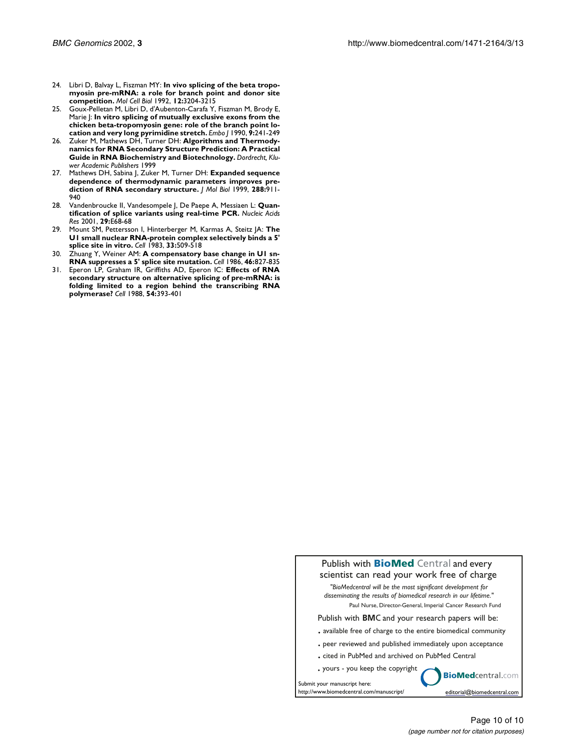24. Libri D, Balvay L, Fiszman MY: **In vivo splicing of the beta tropomyosin pre-mRNA: a role for branch point and donor site competition.** *Mol Cell Biol* 1992, **12:**3204-3215
25. Goux-Pelletan M, Libri D, d'Aubenton-Carafa Y, Fiszman M, Brody E, Marie J: **In vitro splicing of mutually exclusive exons from the chicken beta-tropomyosin gene: role of the branch point location and very long pyrimidine stretch.** *Embo J* 1990, **9:**241-249
26. Zuker M, Mathews DH, Turner DH: **Algorithms and Thermodynamics for RNA Secondary Structure Prediction: A Practical Guide in RNA Biochemistry and Biotechnology.** *Dordrecht, Kluwer Academic Publishers* 1999
27. Mathews DH, Sabina J, Zuker M, Turner DH: **Expanded sequence dependence of thermodynamic parameters improves prediction of RNA secondary structure.** *J Mol Biol* 1999, **288:**911-940
28. Vandenbroucke II, Vandesompele J, De Paepe A, Messiaen L: **Quantification of splice variants using real-time PCR.** *Nucleic Acids Res* 2001, **29:**E68-68
29. Mount SM, Pettersson I, Hinterberger M, Karmas A, Steitz JA: **The U1 small nuclear RNA-protein complex selectively binds a 5' splice site in vitro.** *Cell* 1983, **33:**509-518
30. Zhuang Y, Weiner AM: **A compensatory base change in U1 snRNA suppresses a 5' splice site mutation.** *Cell* 1986, **46:**827-835
31. Eperon LP, Graham IR, Griffiths AD, Eperon IC: **Effects of RNA secondary structure on alternative splicing of pre-mRNA: is folding limited to a region behind the transcribing RNA polymerase?** *Cell* 1988, **54:**393-401

Publish with **BioMed** Central and every scientist can read your work free of charge

*"BioMedcentral will be the most significant development for disseminating the results of biomedical research in our lifetime."*
Paul Nurse, Director-General, Imperial Cancer Research Fund

Publish with **BMC** and your research papers will be:

- available free of charge to the entire biomedical community
- peer reviewed and published immediately upon acceptance
- cited in PubMed and archived on PubMed Central
- yours - you keep the copyright

**BioMed**central.com

Submit your manuscript here:
http://www.biomedcentral.com/manuscript/

editorial@biomedcentral.com